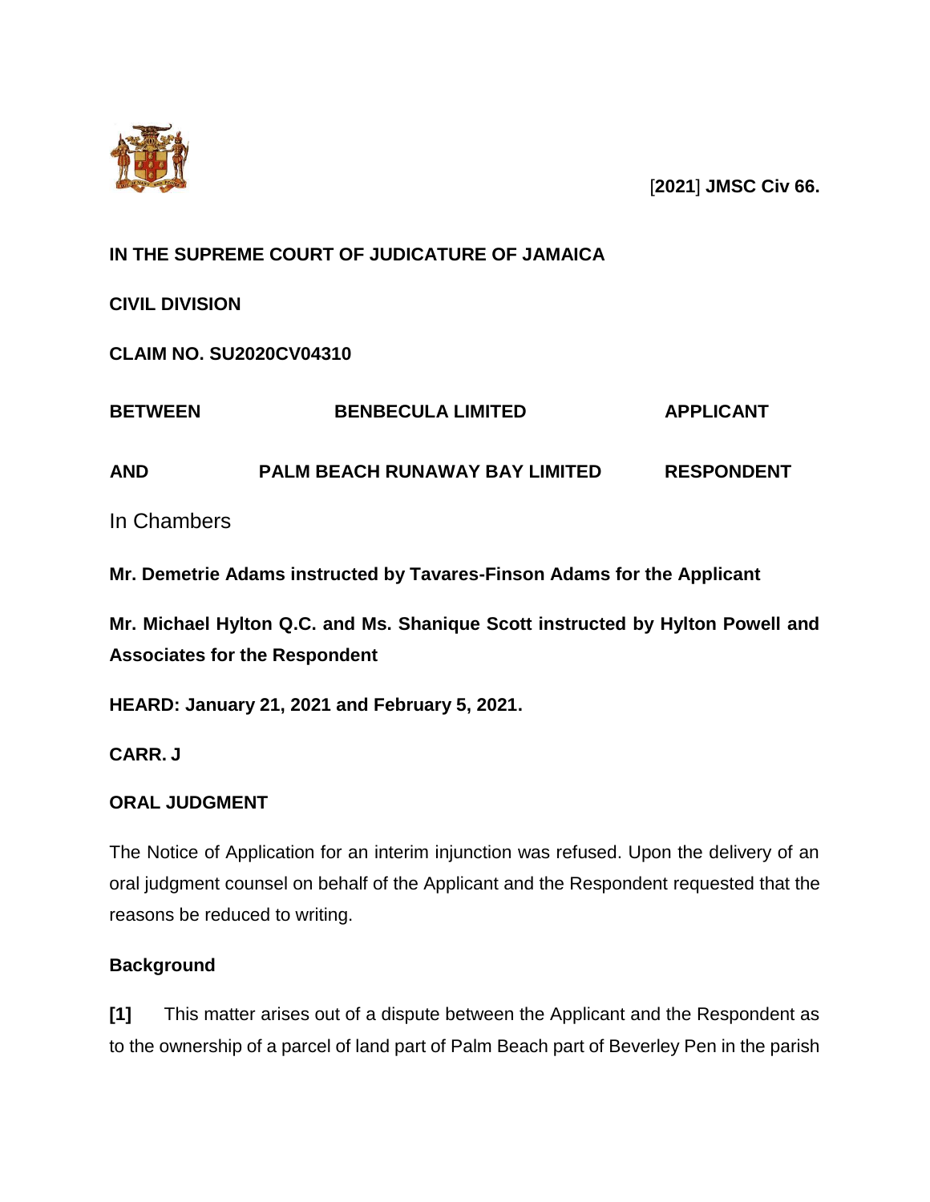[**2021**] **JMSC Civ 66.**

**IN THE SUPREME COURT OF JUDICATURE OF JAMAICA**

**CIVIL DIVISION**

**CLAIM NO. SU2020CV04310**

| | | |
|---|---|---|
| **BETWEEN** | **BENBECULA LIMITED** | **APPLICANT** |
| **AND** | **PALM BEACH RUNAWAY BAY LIMITED** | **RESPONDENT** |

In Chambers

**Mr. Demetrie Adams instructed by Tavares-Finson Adams for the Applicant**

**Mr. Michael Hylton Q.C. and Ms. Shanique Scott instructed by Hylton Powell and Associates for the Respondent**

**HEARD: January 21, 2021 and February 5, 2021.**

**CARR. J**

**ORAL JUDGMENT**

The Notice of Application for an interim injunction was refused. Upon the delivery of an oral judgment counsel on behalf of the Applicant and the Respondent requested that the reasons be reduced to writing.

**Background**

**[1]** This matter arises out of a dispute between the Applicant and the Respondent as to the ownership of a parcel of land part of Palm Beach part of Beverley Pen in the parish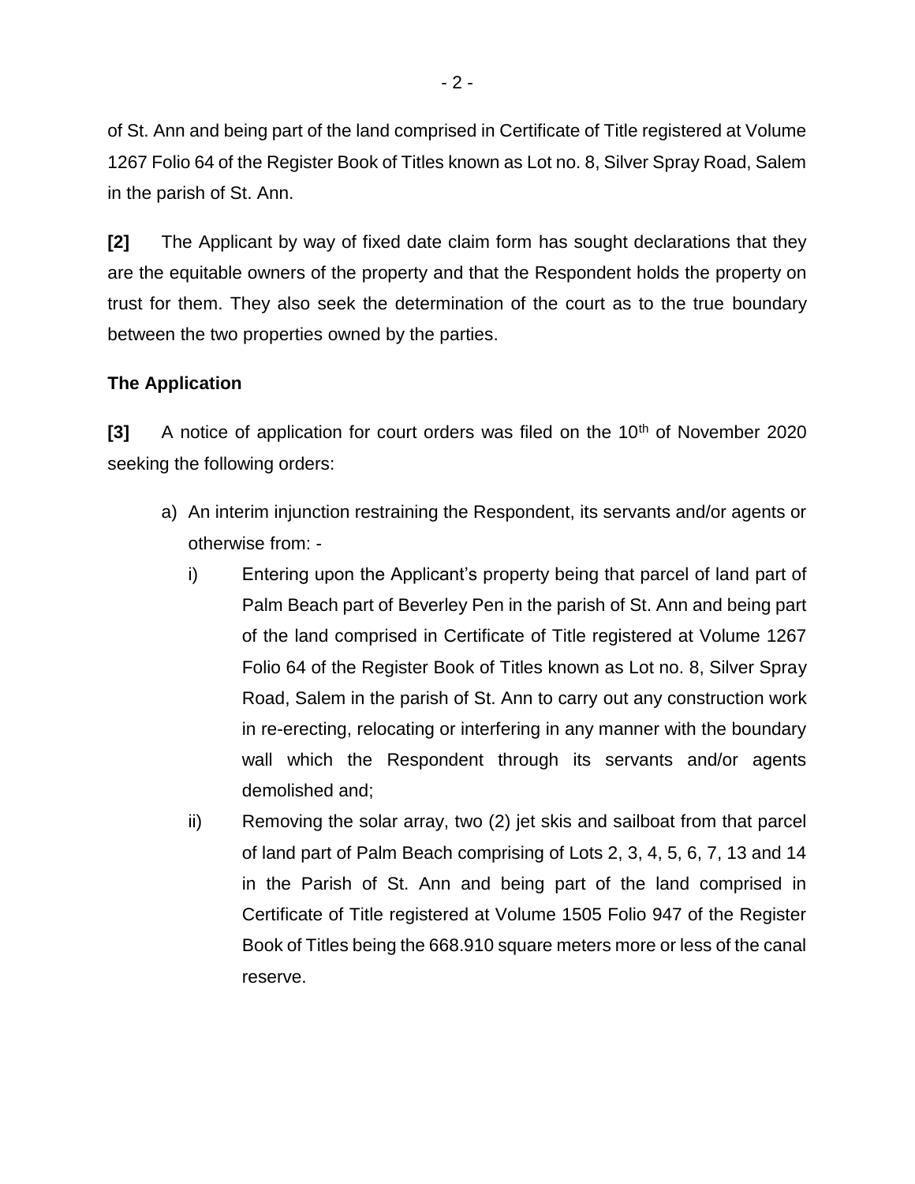of St. Ann and being part of the land comprised in Certificate of Title registered at Volume 1267 Folio 64 of the Register Book of Titles known as Lot no. 8, Silver Spray Road, Salem in the parish of St. Ann.

**[2]** The Applicant by way of fixed date claim form has sought declarations that they are the equitable owners of the property and that the Respondent holds the property on trust for them. They also seek the determination of the court as to the true boundary between the two properties owned by the parties.

**The Application**

**[3]** A notice of application for court orders was filed on the 10th of November 2020 seeking the following orders:

a) An interim injunction restraining the Respondent, its servants and/or agents or otherwise from: -

   i) Entering upon the Applicant's property being that parcel of land part of Palm Beach part of Beverley Pen in the parish of St. Ann and being part of the land comprised in Certificate of Title registered at Volume 1267 Folio 64 of the Register Book of Titles known as Lot no. 8, Silver Spray Road, Salem in the parish of St. Ann to carry out any construction work in re-erecting, relocating or interfering in any manner with the boundary wall which the Respondent through its servants and/or agents demolished and;

   ii) Removing the solar array, two (2) jet skis and sailboat from that parcel of land part of Palm Beach comprising of Lots 2, 3, 4, 5, 6, 7, 13 and 14 in the Parish of St. Ann and being part of the land comprised in Certificate of Title registered at Volume 1505 Folio 947 of the Register Book of Titles being the 668.910 square meters more or less of the canal reserve.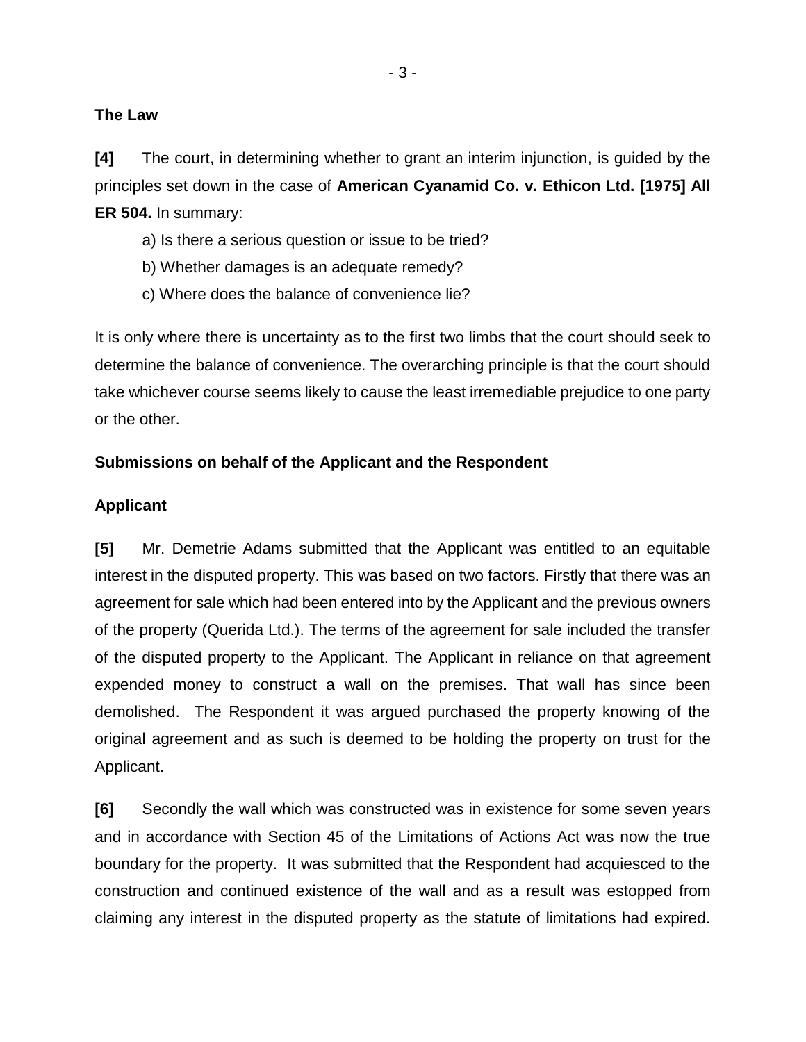**The Law**

**[4]** The court, in determining whether to grant an interim injunction, is guided by the principles set down in the case of **American Cyanamid Co. v. Ethicon Ltd. [1975] All ER 504.** In summary:

a) Is there a serious question or issue to be tried?

b) Whether damages is an adequate remedy?

c) Where does the balance of convenience lie?

It is only where there is uncertainty as to the first two limbs that the court should seek to determine the balance of convenience. The overarching principle is that the court should take whichever course seems likely to cause the least irremediable prejudice to one party or the other.

**Submissions on behalf of the Applicant and the Respondent**

**Applicant**

**[5]** Mr. Demetrie Adams submitted that the Applicant was entitled to an equitable interest in the disputed property. This was based on two factors. Firstly that there was an agreement for sale which had been entered into by the Applicant and the previous owners of the property (Querida Ltd.). The terms of the agreement for sale included the transfer of the disputed property to the Applicant. The Applicant in reliance on that agreement expended money to construct a wall on the premises. That wall has since been demolished. The Respondent it was argued purchased the property knowing of the original agreement and as such is deemed to be holding the property on trust for the Applicant.

**[6]** Secondly the wall which was constructed was in existence for some seven years and in accordance with Section 45 of the Limitations of Actions Act was now the true boundary for the property. It was submitted that the Respondent had acquiesced to the construction and continued existence of the wall and as a result was estopped from claiming any interest in the disputed property as the statute of limitations had expired.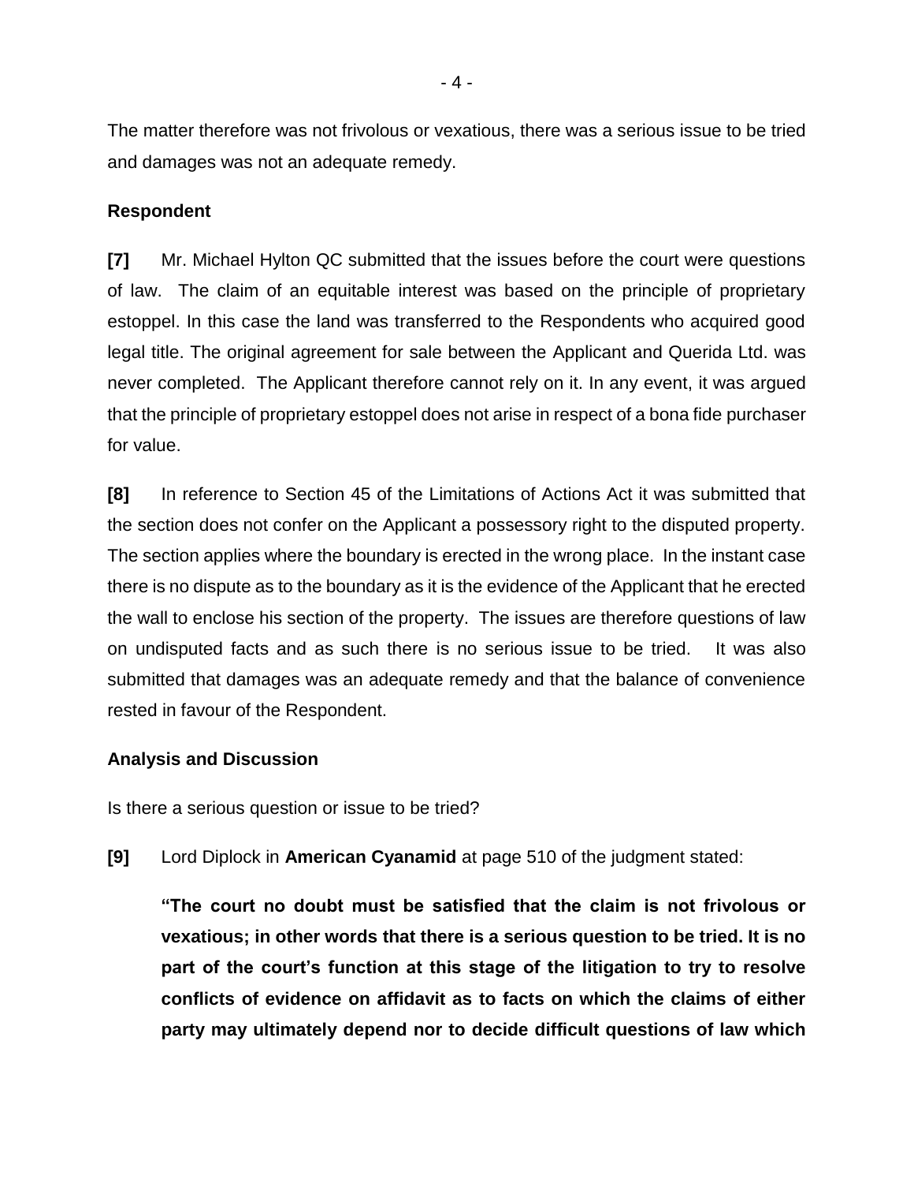The matter therefore was not frivolous or vexatious, there was a serious issue to be tried and damages was not an adequate remedy.

**Respondent**

**[7]** Mr. Michael Hylton QC submitted that the issues before the court were questions of law. The claim of an equitable interest was based on the principle of proprietary estoppel. In this case the land was transferred to the Respondents who acquired good legal title. The original agreement for sale between the Applicant and Querida Ltd. was never completed. The Applicant therefore cannot rely on it. In any event, it was argued that the principle of proprietary estoppel does not arise in respect of a bona fide purchaser for value.

**[8]** In reference to Section 45 of the Limitations of Actions Act it was submitted that the section does not confer on the Applicant a possessory right to the disputed property. The section applies where the boundary is erected in the wrong place. In the instant case there is no dispute as to the boundary as it is the evidence of the Applicant that he erected the wall to enclose his section of the property. The issues are therefore questions of law on undisputed facts and as such there is no serious issue to be tried. It was also submitted that damages was an adequate remedy and that the balance of convenience rested in favour of the Respondent.

**Analysis and Discussion**

Is there a serious question or issue to be tried?

**[9]** Lord Diplock in **American Cyanamid** at page 510 of the judgment stated:

> **"The court no doubt must be satisfied that the claim is not frivolous or vexatious; in other words that there is a serious question to be tried. It is no part of the court's function at this stage of the litigation to try to resolve conflicts of evidence on affidavit as to facts on which the claims of either party may ultimately depend nor to decide difficult questions of law which**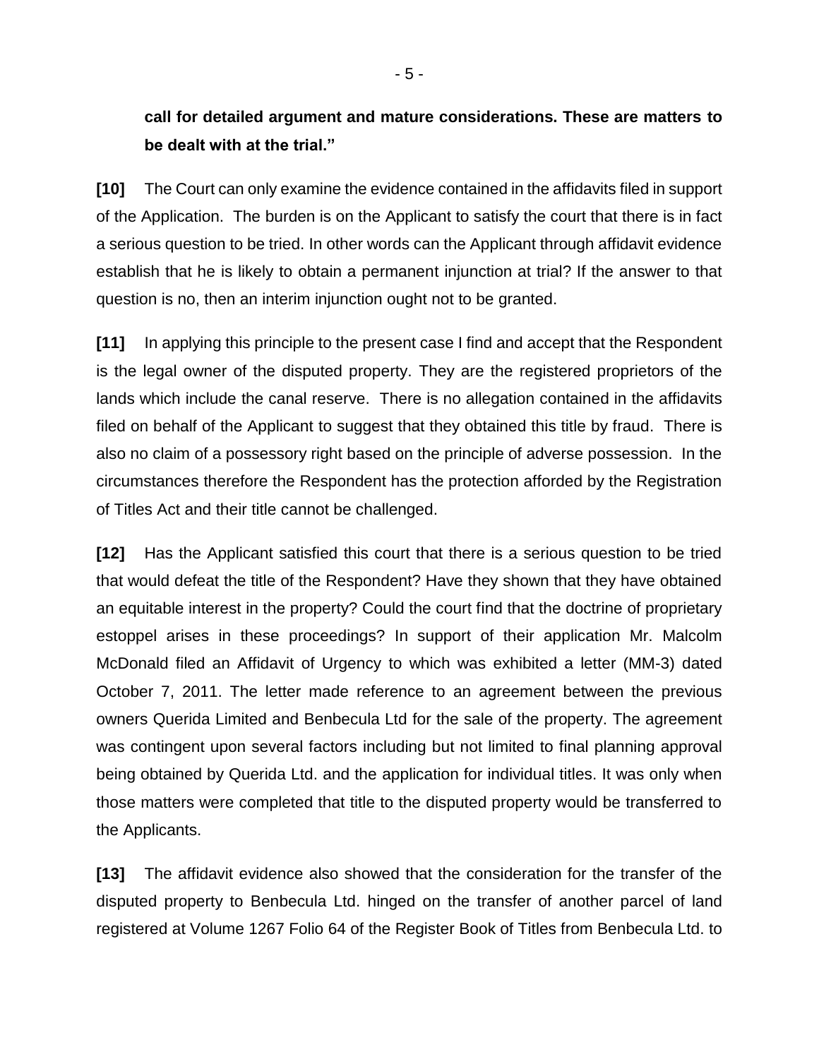**call for detailed argument and mature considerations. These are matters to be dealt with at the trial."**

**[10]** The Court can only examine the evidence contained in the affidavits filed in support of the Application. The burden is on the Applicant to satisfy the court that there is in fact a serious question to be tried. In other words can the Applicant through affidavit evidence establish that he is likely to obtain a permanent injunction at trial? If the answer to that question is no, then an interim injunction ought not to be granted.

**[11]** In applying this principle to the present case I find and accept that the Respondent is the legal owner of the disputed property. They are the registered proprietors of the lands which include the canal reserve. There is no allegation contained in the affidavits filed on behalf of the Applicant to suggest that they obtained this title by fraud. There is also no claim of a possessory right based on the principle of adverse possession. In the circumstances therefore the Respondent has the protection afforded by the Registration of Titles Act and their title cannot be challenged.

**[12]** Has the Applicant satisfied this court that there is a serious question to be tried that would defeat the title of the Respondent? Have they shown that they have obtained an equitable interest in the property? Could the court find that the doctrine of proprietary estoppel arises in these proceedings? In support of their application Mr. Malcolm McDonald filed an Affidavit of Urgency to which was exhibited a letter (MM-3) dated October 7, 2011. The letter made reference to an agreement between the previous owners Querida Limited and Benbecula Ltd for the sale of the property. The agreement was contingent upon several factors including but not limited to final planning approval being obtained by Querida Ltd. and the application for individual titles. It was only when those matters were completed that title to the disputed property would be transferred to the Applicants.

**[13]** The affidavit evidence also showed that the consideration for the transfer of the disputed property to Benbecula Ltd. hinged on the transfer of another parcel of land registered at Volume 1267 Folio 64 of the Register Book of Titles from Benbecula Ltd. to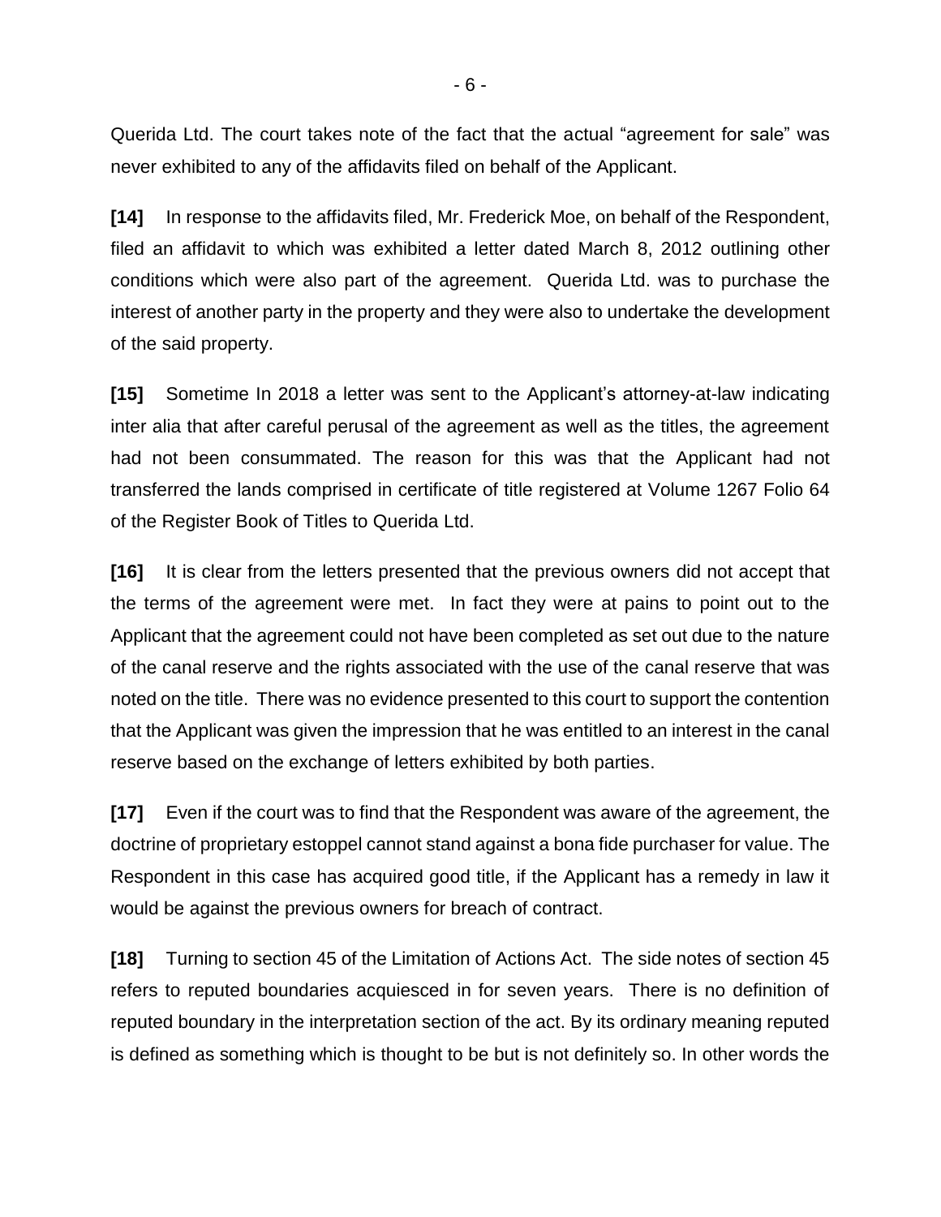Querida Ltd. The court takes note of the fact that the actual "agreement for sale" was never exhibited to any of the affidavits filed on behalf of the Applicant.

**[14]** In response to the affidavits filed, Mr. Frederick Moe, on behalf of the Respondent, filed an affidavit to which was exhibited a letter dated March 8, 2012 outlining other conditions which were also part of the agreement. Querida Ltd. was to purchase the interest of another party in the property and they were also to undertake the development of the said property.

**[15]** Sometime In 2018 a letter was sent to the Applicant's attorney-at-law indicating inter alia that after careful perusal of the agreement as well as the titles, the agreement had not been consummated. The reason for this was that the Applicant had not transferred the lands comprised in certificate of title registered at Volume 1267 Folio 64 of the Register Book of Titles to Querida Ltd.

**[16]** It is clear from the letters presented that the previous owners did not accept that the terms of the agreement were met. In fact they were at pains to point out to the Applicant that the agreement could not have been completed as set out due to the nature of the canal reserve and the rights associated with the use of the canal reserve that was noted on the title. There was no evidence presented to this court to support the contention that the Applicant was given the impression that he was entitled to an interest in the canal reserve based on the exchange of letters exhibited by both parties.

**[17]** Even if the court was to find that the Respondent was aware of the agreement, the doctrine of proprietary estoppel cannot stand against a bona fide purchaser for value. The Respondent in this case has acquired good title, if the Applicant has a remedy in law it would be against the previous owners for breach of contract.

**[18]** Turning to section 45 of the Limitation of Actions Act. The side notes of section 45 refers to reputed boundaries acquiesced in for seven years. There is no definition of reputed boundary in the interpretation section of the act. By its ordinary meaning reputed is defined as something which is thought to be but is not definitely so. In other words the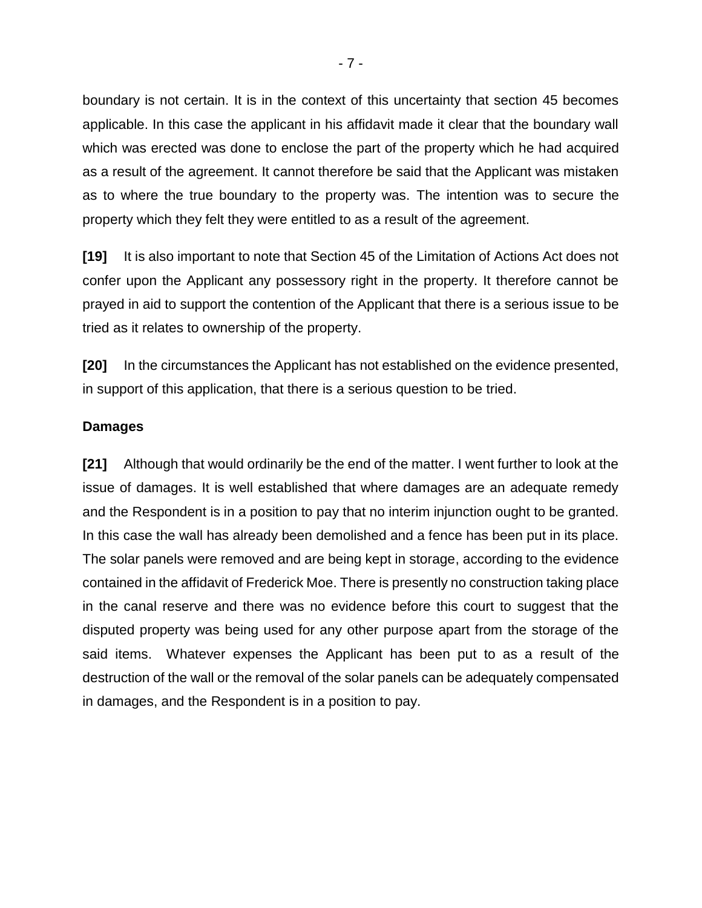boundary is not certain. It is in the context of this uncertainty that section 45 becomes applicable. In this case the applicant in his affidavit made it clear that the boundary wall which was erected was done to enclose the part of the property which he had acquired as a result of the agreement. It cannot therefore be said that the Applicant was mistaken as to where the true boundary to the property was. The intention was to secure the property which they felt they were entitled to as a result of the agreement.

**[19]** It is also important to note that Section 45 of the Limitation of Actions Act does not confer upon the Applicant any possessory right in the property. It therefore cannot be prayed in aid to support the contention of the Applicant that there is a serious issue to be tried as it relates to ownership of the property.

**[20]** In the circumstances the Applicant has not established on the evidence presented, in support of this application, that there is a serious question to be tried.

**Damages**

**[21]** Although that would ordinarily be the end of the matter. I went further to look at the issue of damages. It is well established that where damages are an adequate remedy and the Respondent is in a position to pay that no interim injunction ought to be granted. In this case the wall has already been demolished and a fence has been put in its place. The solar panels were removed and are being kept in storage, according to the evidence contained in the affidavit of Frederick Moe. There is presently no construction taking place in the canal reserve and there was no evidence before this court to suggest that the disputed property was being used for any other purpose apart from the storage of the said items. Whatever expenses the Applicant has been put to as a result of the destruction of the wall or the removal of the solar panels can be adequately compensated in damages, and the Respondent is in a position to pay.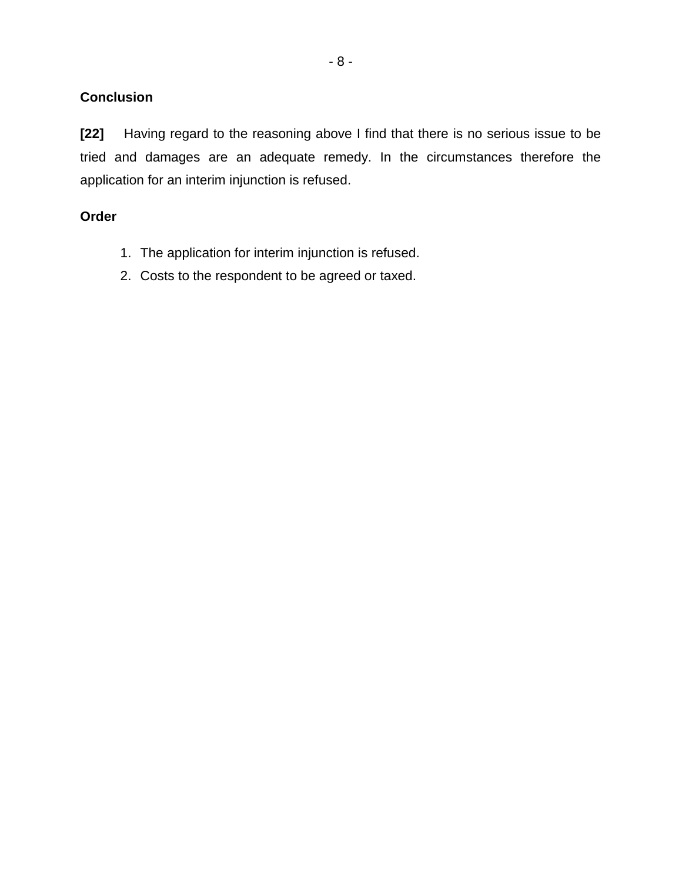**Conclusion**

**[22]** Having regard to the reasoning above I find that there is no serious issue to be tried and damages are an adequate remedy. In the circumstances therefore the application for an interim injunction is refused.

**Order**

1. The application for interim injunction is refused.
2. Costs to the respondent to be agreed or taxed.